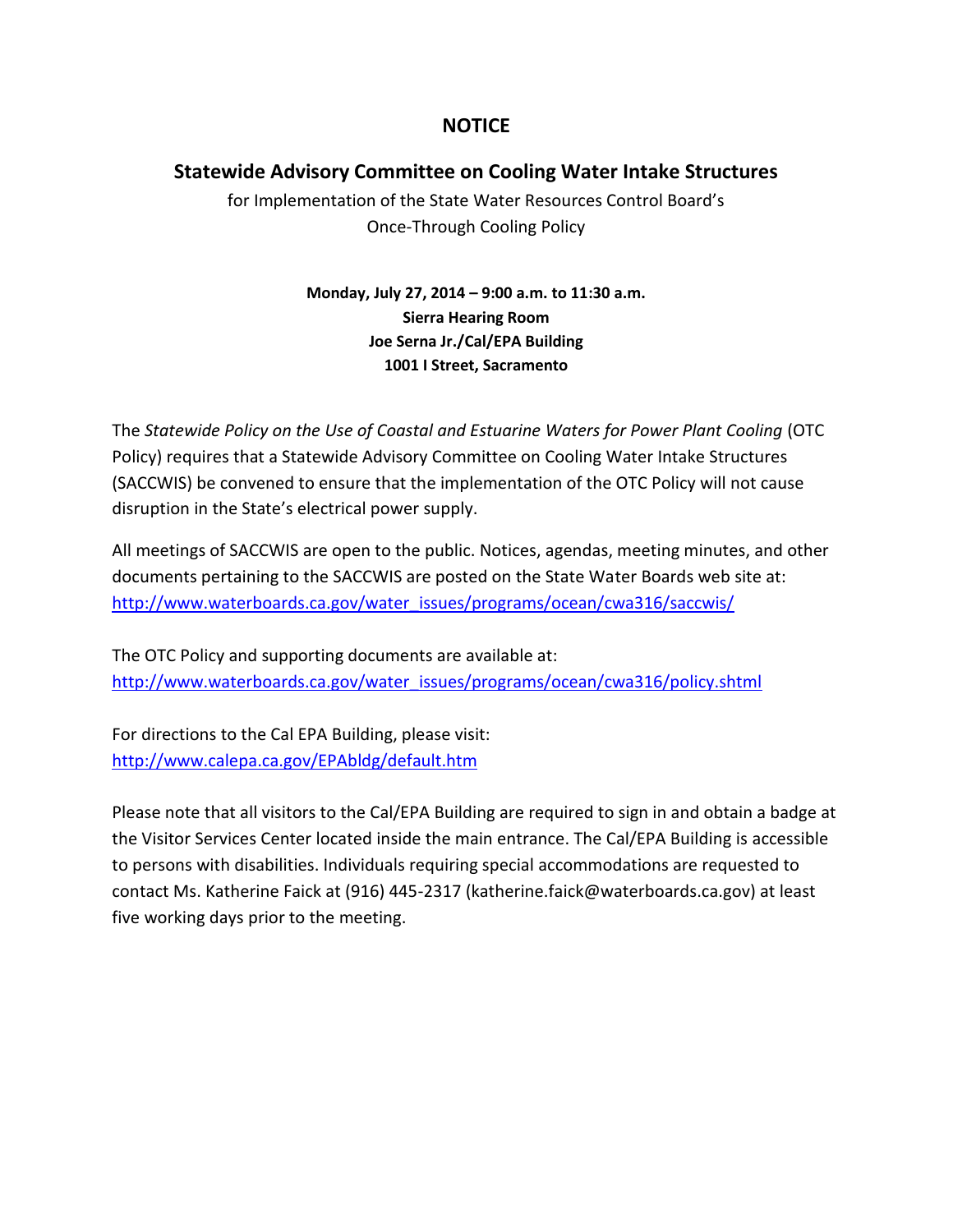# NOTICE

## Statewide Advisory Committee on Cooling Water Intake Structures

for Implementation of the State Water Resources Control Board's
Once-Through Cooling Policy

**Monday, July 27, 2014 – 9:00 a.m. to 11:30 a.m.**
**Sierra Hearing Room**
**Joe Serna Jr./Cal/EPA Building**
**1001 I Street, Sacramento**

The *Statewide Policy on the Use of Coastal and Estuarine Waters for Power Plant Cooling* (OTC Policy) requires that a Statewide Advisory Committee on Cooling Water Intake Structures (SACCWIS) be convened to ensure that the implementation of the OTC Policy will not cause disruption in the State's electrical power supply.

All meetings of SACCWIS are open to the public. Notices, agendas, meeting minutes, and other documents pertaining to the SACCWIS are posted on the State Water Boards web site at: http://www.waterboards.ca.gov/water_issues/programs/ocean/cwa316/saccwis/

The OTC Policy and supporting documents are available at: http://www.waterboards.ca.gov/water_issues/programs/ocean/cwa316/policy.shtml

For directions to the Cal EPA Building, please visit: http://www.calepa.ca.gov/EPAbldg/default.htm

Please note that all visitors to the Cal/EPA Building are required to sign in and obtain a badge at the Visitor Services Center located inside the main entrance. The Cal/EPA Building is accessible to persons with disabilities. Individuals requiring special accommodations are requested to contact Ms. Katherine Faick at (916) 445-2317 (katherine.faick@waterboards.ca.gov) at least five working days prior to the meeting.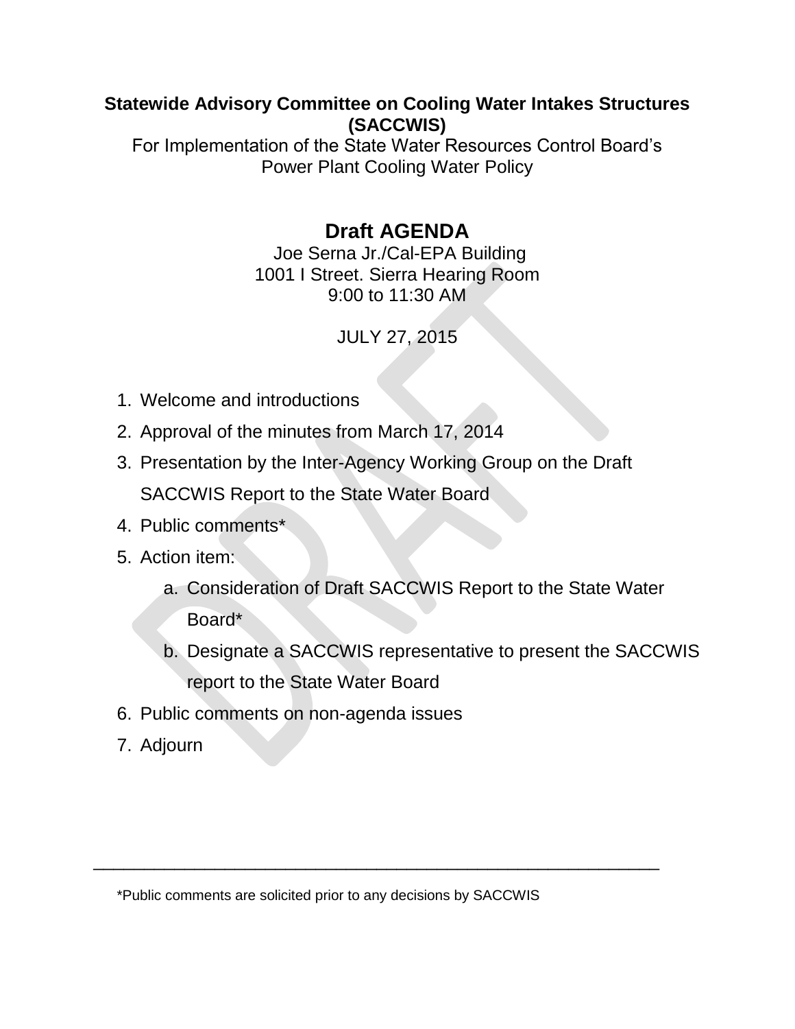**Statewide Advisory Committee on Cooling Water Intakes Structures (SACCWIS)**

For Implementation of the State Water Resources Control Board's Power Plant Cooling Water Policy

# Draft AGENDA

Joe Serna Jr./Cal-EPA Building
1001 I Street. Sierra Hearing Room
9:00 to 11:30 AM

JULY 27, 2015

1. Welcome and introductions
2. Approval of the minutes from March 17, 2014
3. Presentation by the Inter-Agency Working Group on the Draft SACCWIS Report to the State Water Board
4. Public comments*
5. Action item:
   a. Consideration of Draft SACCWIS Report to the State Water Board*
   b. Designate a SACCWIS representative to present the SACCWIS report to the State Water Board
6. Public comments on non-agenda issues
7. Adjourn

---

*Public comments are solicited prior to any decisions by SACCWIS